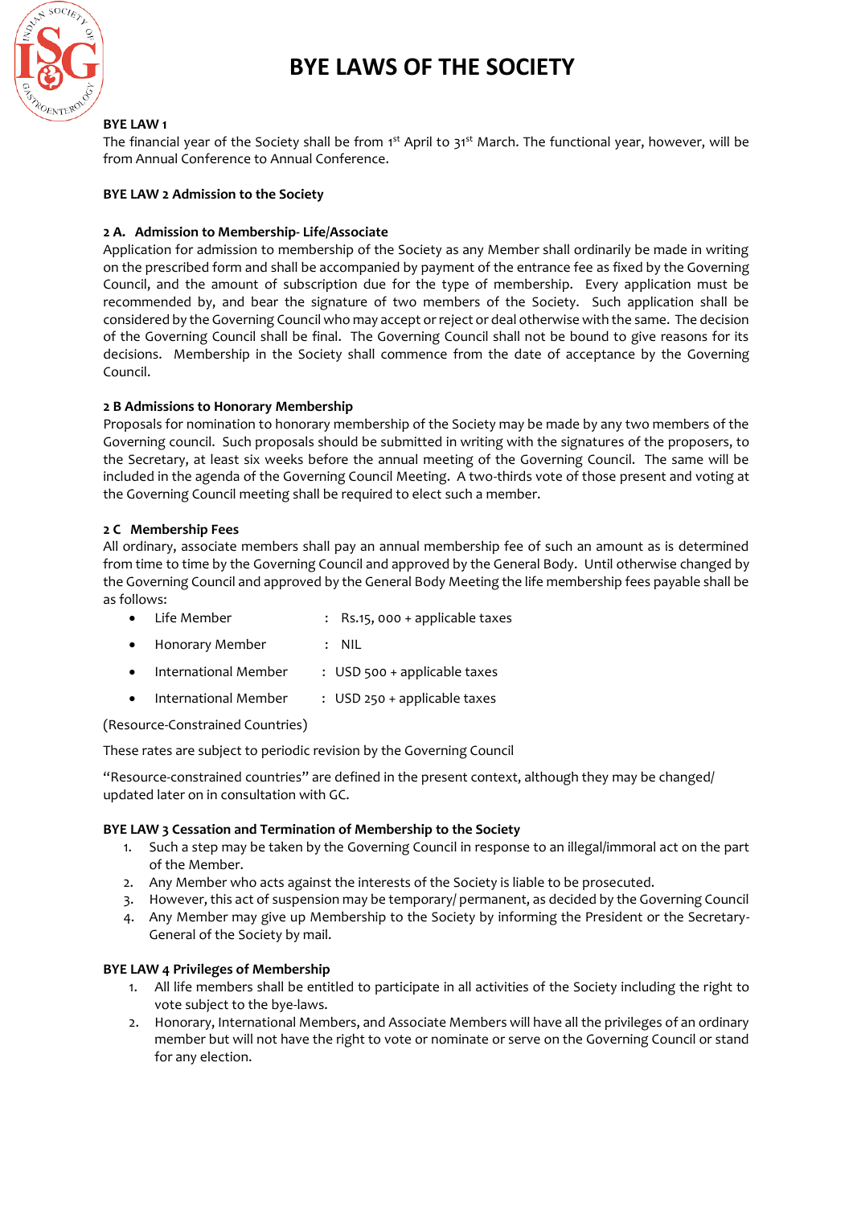# BYE LAWS OF THE SOCIETY

**BYE LAW 1**

The financial year of the Society shall be from 1st April to 31st March. The functional year, however, will be from Annual Conference to Annual Conference.

**BYE LAW 2 Admission to the Society**

**2 A. Admission to Membership- Life/Associate**

Application for admission to membership of the Society as any Member shall ordinarily be made in writing on the prescribed form and shall be accompanied by payment of the entrance fee as fixed by the Governing Council, and the amount of subscription due for the type of membership. Every application must be recommended by, and bear the signature of two members of the Society. Such application shall be considered by the Governing Council who may accept or reject or deal otherwise with the same. The decision of the Governing Council shall be final. The Governing Council shall not be bound to give reasons for its decisions. Membership in the Society shall commence from the date of acceptance by the Governing Council.

**2 B Admissions to Honorary Membership**

Proposals for nomination to honorary membership of the Society may be made by any two members of the Governing council. Such proposals should be submitted in writing with the signatures of the proposers, to the Secretary, at least six weeks before the annual meeting of the Governing Council. The same will be included in the agenda of the Governing Council Meeting. A two-thirds vote of those present and voting at the Governing Council meeting shall be required to elect such a member.

**2 C Membership Fees**

All ordinary, associate members shall pay an annual membership fee of such an amount as is determined from time to time by the Governing Council and approved by the General Body. Until otherwise changed by the Governing Council and approved by the General Body Meeting the life membership fees payable shall be as follows:

- Life Member : Rs.15, 000 + applicable taxes
- Honorary Member : NIL
- International Member : USD 500 + applicable taxes
- International Member : USD 250 + applicable taxes

(Resource-Constrained Countries)

These rates are subject to periodic revision by the Governing Council

"Resource-constrained countries" are defined in the present context, although they may be changed/ updated later on in consultation with GC.

**BYE LAW 3 Cessation and Termination of Membership to the Society**

1. Such a step may be taken by the Governing Council in response to an illegal/immoral act on the part of the Member.
2. Any Member who acts against the interests of the Society is liable to be prosecuted.
3. However, this act of suspension may be temporary/ permanent, as decided by the Governing Council
4. Any Member may give up Membership to the Society by informing the President or the Secretary-General of the Society by mail.

**BYE LAW 4 Privileges of Membership**

1. All life members shall be entitled to participate in all activities of the Society including the right to vote subject to the bye-laws.
2. Honorary, International Members, and Associate Members will have all the privileges of an ordinary member but will not have the right to vote or nominate or serve on the Governing Council or stand for any election.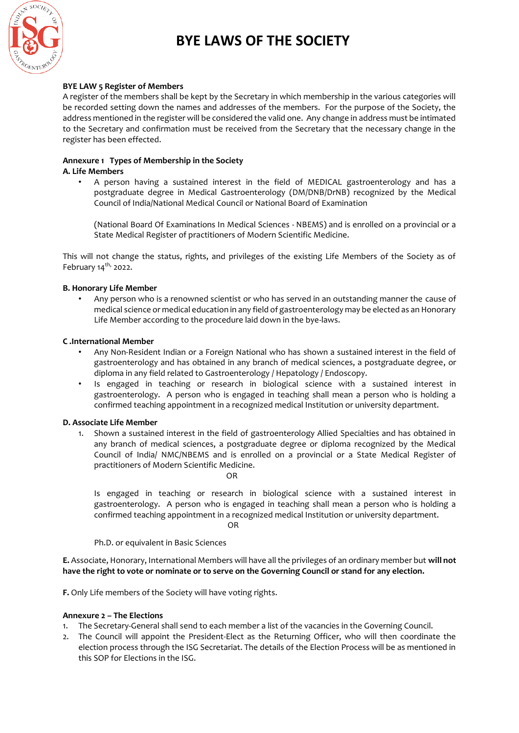# BYE LAWS OF THE SOCIETY

**BYE LAW 5 Register of Members**

A register of the members shall be kept by the Secretary in which membership in the various categories will be recorded setting down the names and addresses of the members. For the purpose of the Society, the address mentioned in the register will be considered the valid one. Any change in address must be intimated to the Secretary and confirmation must be received from the Secretary that the necessary change in the register has been effected.

**Annexure 1 Types of Membership in the Society**

**A. Life Members**

- A person having a sustained interest in the field of MEDICAL gastroenterology and has a postgraduate degree in Medical Gastroenterology (DM/DNB/DrNB) recognized by the Medical Council of India/National Medical Council or National Board of Examination

  (National Board Of Examinations In Medical Sciences - NBEMS) and is enrolled on a provincial or a State Medical Register of practitioners of Modern Scientific Medicine.

This will not change the status, rights, and privileges of the existing Life Members of the Society as of February 14th, 2022.

**B. Honorary Life Member**

- Any person who is a renowned scientist or who has served in an outstanding manner the cause of medical science or medical education in any field of gastroenterology may be elected as an Honorary Life Member according to the procedure laid down in the bye-laws.

**C .International Member**

- Any Non-Resident Indian or a Foreign National who has shown a sustained interest in the field of gastroenterology and has obtained in any branch of medical sciences, a postgraduate degree, or diploma in any field related to Gastroenterology / Hepatology / Endoscopy.
- Is engaged in teaching or research in biological science with a sustained interest in gastroenterology. A person who is engaged in teaching shall mean a person who is holding a confirmed teaching appointment in a recognized medical Institution or university department.

**D. Associate Life Member**

1. Shown a sustained interest in the field of gastroenterology Allied Specialties and has obtained in any branch of medical sciences, a postgraduate degree or diploma recognized by the Medical Council of India/ NMC/NBEMS and is enrolled on a provincial or a State Medical Register of practitioners of Modern Scientific Medicine.

   OR

   Is engaged in teaching or research in biological science with a sustained interest in gastroenterology. A person who is engaged in teaching shall mean a person who is holding a confirmed teaching appointment in a recognized medical Institution or university department.

   OR

   Ph.D. or equivalent in Basic Sciences

**E.** Associate, Honorary, International Members will have all the privileges of an ordinary member but **will not have the right to vote or nominate or to serve on the Governing Council or stand for any election.**

**F.** Only Life members of the Society will have voting rights.

**Annexure 2 – The Elections**

1. The Secretary-General shall send to each member a list of the vacancies in the Governing Council.
2. The Council will appoint the President-Elect as the Returning Officer, who will then coordinate the election process through the ISG Secretariat. The details of the Election Process will be as mentioned in this SOP for Elections in the ISG.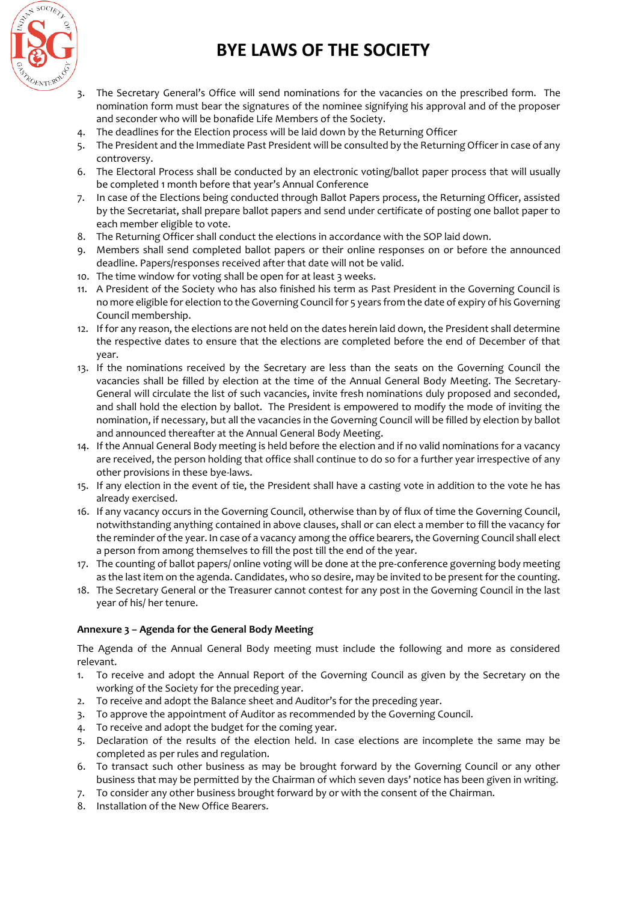# BYE LAWS OF THE SOCIETY

3. The Secretary General's Office will send nominations for the vacancies on the prescribed form. The nomination form must bear the signatures of the nominee signifying his approval and of the proposer and seconder who will be bonafide Life Members of the Society.
4. The deadlines for the Election process will be laid down by the Returning Officer
5. The President and the Immediate Past President will be consulted by the Returning Officer in case of any controversy.
6. The Electoral Process shall be conducted by an electronic voting/ballot paper process that will usually be completed 1 month before that year's Annual Conference
7. In case of the Elections being conducted through Ballot Papers process, the Returning Officer, assisted by the Secretariat, shall prepare ballot papers and send under certificate of posting one ballot paper to each member eligible to vote.
8. The Returning Officer shall conduct the elections in accordance with the SOP laid down.
9. Members shall send completed ballot papers or their online responses on or before the announced deadline. Papers/responses received after that date will not be valid.
10. The time window for voting shall be open for at least 3 weeks.
11. A President of the Society who has also finished his term as Past President in the Governing Council is no more eligible for election to the Governing Council for 5 years from the date of expiry of his Governing Council membership.
12. If for any reason, the elections are not held on the dates herein laid down, the President shall determine the respective dates to ensure that the elections are completed before the end of December of that year.
13. If the nominations received by the Secretary are less than the seats on the Governing Council the vacancies shall be filled by election at the time of the Annual General Body Meeting. The Secretary-General will circulate the list of such vacancies, invite fresh nominations duly proposed and seconded, and shall hold the election by ballot. The President is empowered to modify the mode of inviting the nomination, if necessary, but all the vacancies in the Governing Council will be filled by election by ballot and announced thereafter at the Annual General Body Meeting.
14. If the Annual General Body meeting is held before the election and if no valid nominations for a vacancy are received, the person holding that office shall continue to do so for a further year irrespective of any other provisions in these bye-laws.
15. If any election in the event of tie, the President shall have a casting vote in addition to the vote he has already exercised.
16. If any vacancy occurs in the Governing Council, otherwise than by of flux of time the Governing Council, notwithstanding anything contained in above clauses, shall or can elect a member to fill the vacancy for the reminder of the year. In case of a vacancy among the office bearers, the Governing Council shall elect a person from among themselves to fill the post till the end of the year.
17. The counting of ballot papers/ online voting will be done at the pre-conference governing body meeting as the last item on the agenda. Candidates, who so desire, may be invited to be present for the counting.
18. The Secretary General or the Treasurer cannot contest for any post in the Governing Council in the last year of his/ her tenure.

**Annexure 3 – Agenda for the General Body Meeting**

The Agenda of the Annual General Body meeting must include the following and more as considered relevant.

1. To receive and adopt the Annual Report of the Governing Council as given by the Secretary on the working of the Society for the preceding year.
2. To receive and adopt the Balance sheet and Auditor's for the preceding year.
3. To approve the appointment of Auditor as recommended by the Governing Council.
4. To receive and adopt the budget for the coming year.
5. Declaration of the results of the election held. In case elections are incomplete the same may be completed as per rules and regulation.
6. To transact such other business as may be brought forward by the Governing Council or any other business that may be permitted by the Chairman of which seven days' notice has been given in writing.
7. To consider any other business brought forward by or with the consent of the Chairman.
8. Installation of the New Office Bearers.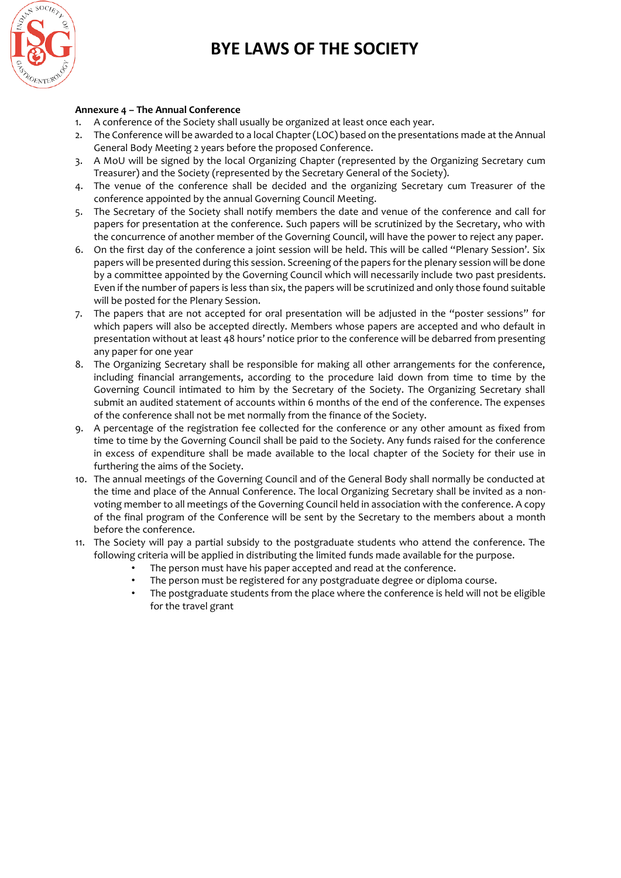# BYE LAWS OF THE SOCIETY

**Annexure 4 – The Annual Conference**

1. A conference of the Society shall usually be organized at least once each year.
2. The Conference will be awarded to a local Chapter (LOC) based on the presentations made at the Annual General Body Meeting 2 years before the proposed Conference.
3. A MoU will be signed by the local Organizing Chapter (represented by the Organizing Secretary cum Treasurer) and the Society (represented by the Secretary General of the Society).
4. The venue of the conference shall be decided and the organizing Secretary cum Treasurer of the conference appointed by the annual Governing Council Meeting.
5. The Secretary of the Society shall notify members the date and venue of the conference and call for papers for presentation at the conference. Such papers will be scrutinized by the Secretary, who with the concurrence of another member of the Governing Council, will have the power to reject any paper.
6. On the first day of the conference a joint session will be held. This will be called "Plenary Session'. Six papers will be presented during this session. Screening of the papers for the plenary session will be done by a committee appointed by the Governing Council which will necessarily include two past presidents. Even if the number of papers is less than six, the papers will be scrutinized and only those found suitable will be posted for the Plenary Session.
7. The papers that are not accepted for oral presentation will be adjusted in the "poster sessions" for which papers will also be accepted directly. Members whose papers are accepted and who default in presentation without at least 48 hours' notice prior to the conference will be debarred from presenting any paper for one year
8. The Organizing Secretary shall be responsible for making all other arrangements for the conference, including financial arrangements, according to the procedure laid down from time to time by the Governing Council intimated to him by the Secretary of the Society. The Organizing Secretary shall submit an audited statement of accounts within 6 months of the end of the conference. The expenses of the conference shall not be met normally from the finance of the Society.
9. A percentage of the registration fee collected for the conference or any other amount as fixed from time to time by the Governing Council shall be paid to the Society. Any funds raised for the conference in excess of expenditure shall be made available to the local chapter of the Society for their use in furthering the aims of the Society.
10. The annual meetings of the Governing Council and of the General Body shall normally be conducted at the time and place of the Annual Conference. The local Organizing Secretary shall be invited as a non-voting member to all meetings of the Governing Council held in association with the conference. A copy of the final program of the Conference will be sent by the Secretary to the members about a month before the conference.
11. The Society will pay a partial subsidy to the postgraduate students who attend the conference. The following criteria will be applied in distributing the limited funds made available for the purpose.
    - The person must have his paper accepted and read at the conference.
    - The person must be registered for any postgraduate degree or diploma course.
    - The postgraduate students from the place where the conference is held will not be eligible for the travel grant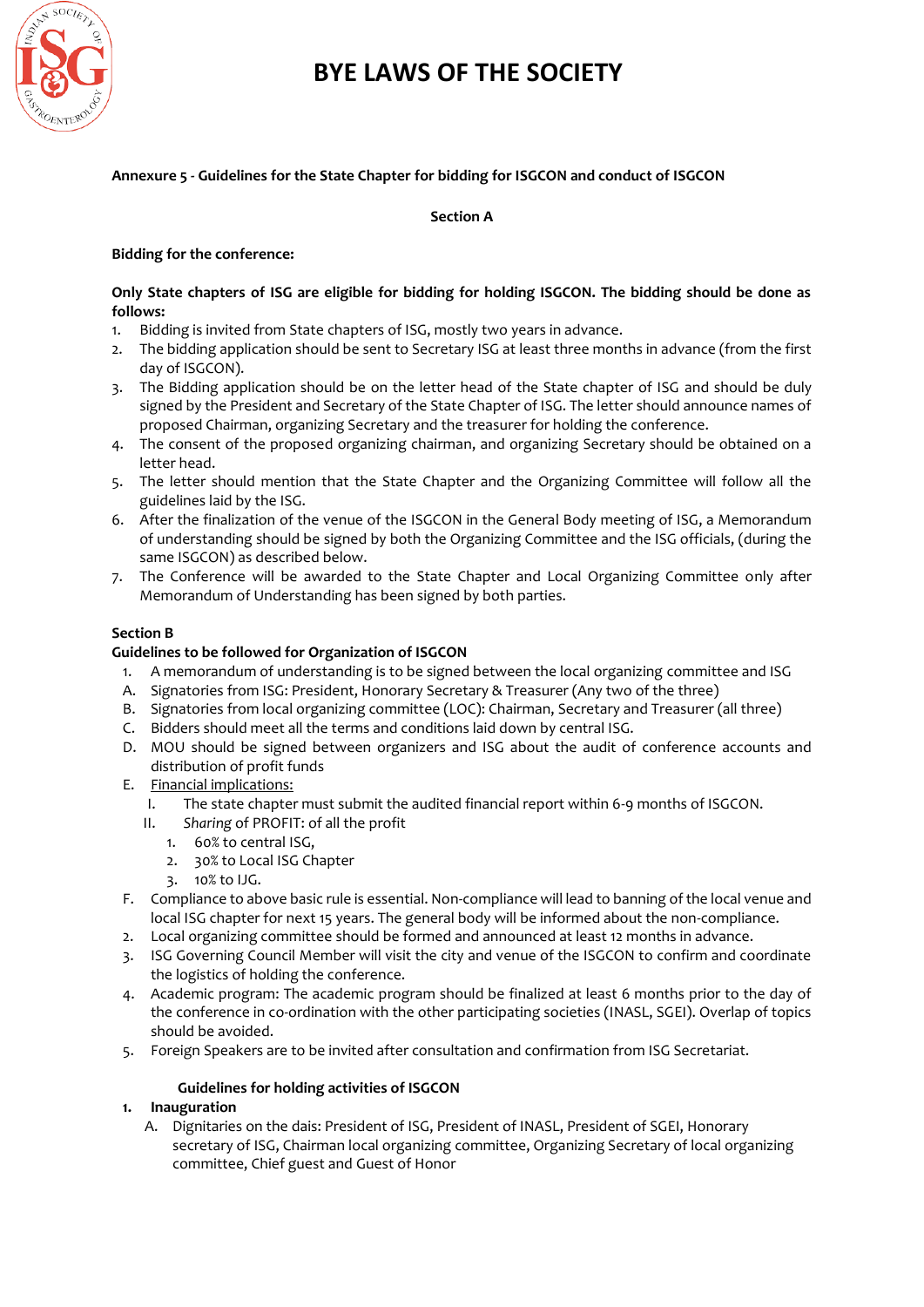# BYE LAWS OF THE SOCIETY

**Annexure 5 - Guidelines for the State Chapter for bidding for ISGCON and conduct of ISGCON**

**Section A**

**Bidding for the conference:**

**Only State chapters of ISG are eligible for bidding for holding ISGCON. The bidding should be done as follows:**

1. Bidding is invited from State chapters of ISG, mostly two years in advance.
2. The bidding application should be sent to Secretary ISG at least three months in advance (from the first day of ISGCON).
3. The Bidding application should be on the letter head of the State chapter of ISG and should be duly signed by the President and Secretary of the State Chapter of ISG. The letter should announce names of proposed Chairman, organizing Secretary and the treasurer for holding the conference.
4. The consent of the proposed organizing chairman, and organizing Secretary should be obtained on a letter head.
5. The letter should mention that the State Chapter and the Organizing Committee will follow all the guidelines laid by the ISG.
6. After the finalization of the venue of the ISGCON in the General Body meeting of ISG, a Memorandum of understanding should be signed by both the Organizing Committee and the ISG officials, (during the same ISGCON) as described below.
7. The Conference will be awarded to the State Chapter and Local Organizing Committee only after Memorandum of Understanding has been signed by both parties.

**Section B**

**Guidelines to be followed for Organization of ISGCON**

1. A memorandum of understanding is to be signed between the local organizing committee and ISG
   - A. Signatories from ISG: President, Honorary Secretary & Treasurer (Any two of the three)
   - B. Signatories from local organizing committee (LOC): Chairman, Secretary and Treasurer (all three)
   - C. Bidders should meet all the terms and conditions laid down by central ISG.
   - D. MOU should be signed between organizers and ISG about the audit of conference accounts and distribution of profit funds
   - E. <u>Financial implications:</u>
     - I. The state chapter must submit the audited financial report within 6-9 months of ISGCON.
     - II. *Sharing* of PROFIT: of all the profit
       1. 60% to central ISG,
       2. 30% to Local ISG Chapter
       3. 10% to IJG.
   - F. Compliance to above basic rule is essential. Non-compliance will lead to banning of the local venue and local ISG chapter for next 15 years. The general body will be informed about the non-compliance.
2. Local organizing committee should be formed and announced at least 12 months in advance.
3. ISG Governing Council Member will visit the city and venue of the ISGCON to confirm and coordinate the logistics of holding the conference.
4. Academic program: The academic program should be finalized at least 6 months prior to the day of the conference in co-ordination with the other participating societies (INASL, SGEI). Overlap of topics should be avoided.
5. Foreign Speakers are to be invited after consultation and confirmation from ISG Secretariat.

**Guidelines for holding activities of ISGCON**

1. **Inauguration**
   - A. Dignitaries on the dais: President of ISG, President of INASL, President of SGEI, Honorary secretary of ISG, Chairman local organizing committee, Organizing Secretary of local organizing committee, Chief guest and Guest of Honor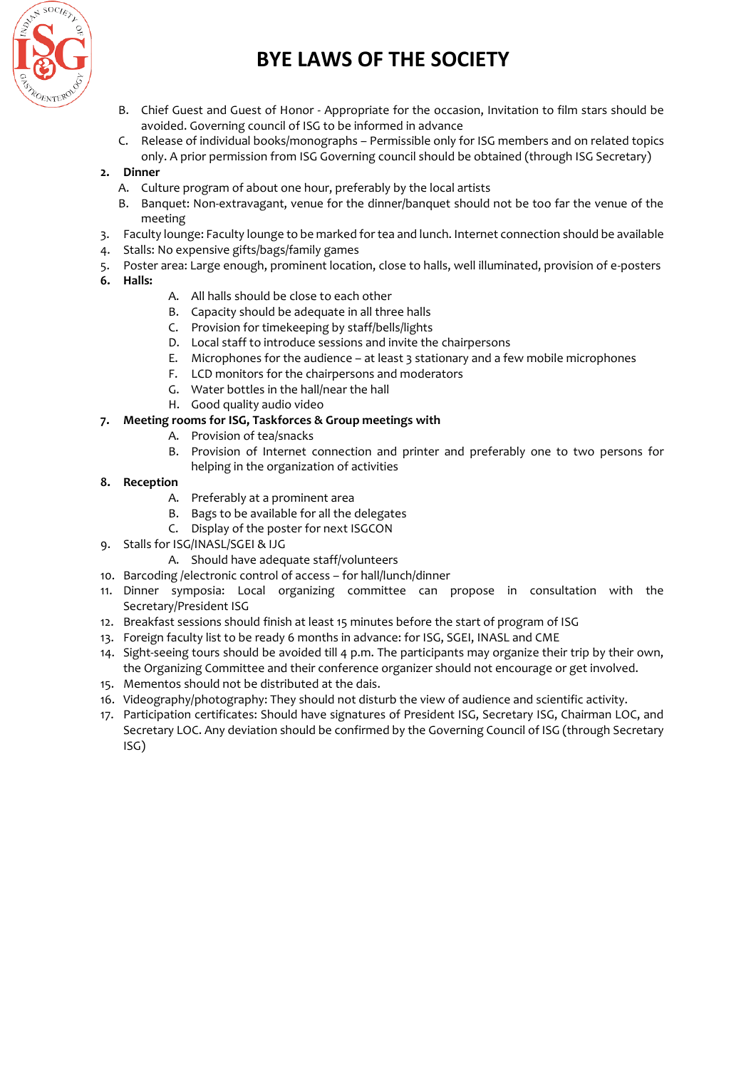# BYE LAWS OF THE SOCIETY

B. Chief Guest and Guest of Honor - Appropriate for the occasion, Invitation to film stars should be avoided. Governing council of ISG to be informed in advance

C. Release of individual books/monographs – Permissible only for ISG members and on related topics only. A prior permission from ISG Governing council should be obtained (through ISG Secretary)

2. **Dinner**
   A. Culture program of about one hour, preferably by the local artists
   B. Banquet: Non-extravagant, venue for the dinner/banquet should not be too far the venue of the meeting
3. Faculty lounge: Faculty lounge to be marked for tea and lunch. Internet connection should be available
4. Stalls: No expensive gifts/bags/family games
5. Poster area: Large enough, prominent location, close to halls, well illuminated, provision of e-posters
6. **Halls:**
   A. All halls should be close to each other
   B. Capacity should be adequate in all three halls
   C. Provision for timekeeping by staff/bells/lights
   D. Local staff to introduce sessions and invite the chairpersons
   E. Microphones for the audience – at least 3 stationary and a few mobile microphones
   F. LCD monitors for the chairpersons and moderators
   G. Water bottles in the hall/near the hall
   H. Good quality audio video
7. **Meeting rooms for ISG, Taskforces & Group meetings with**
   A. Provision of tea/snacks
   B. Provision of Internet connection and printer and preferably one to two persons for helping in the organization of activities
8. **Reception**
   A. Preferably at a prominent area
   B. Bags to be available for all the delegates
   C. Display of the poster for next ISGCON
9. Stalls for ISG/INASL/SGEI & IJG
   A. Should have adequate staff/volunteers
10. Barcoding /electronic control of access – for hall/lunch/dinner
11. Dinner symposia: Local organizing committee can propose in consultation with the Secretary/President ISG
12. Breakfast sessions should finish at least 15 minutes before the start of program of ISG
13. Foreign faculty list to be ready 6 months in advance: for ISG, SGEI, INASL and CME
14. Sight-seeing tours should be avoided till 4 p.m. The participants may organize their trip by their own, the Organizing Committee and their conference organizer should not encourage or get involved.
15. Mementos should not be distributed at the dais.
16. Videography/photography: They should not disturb the view of audience and scientific activity.
17. Participation certificates: Should have signatures of President ISG, Secretary ISG, Chairman LOC, and Secretary LOC. Any deviation should be confirmed by the Governing Council of ISG (through Secretary ISG)